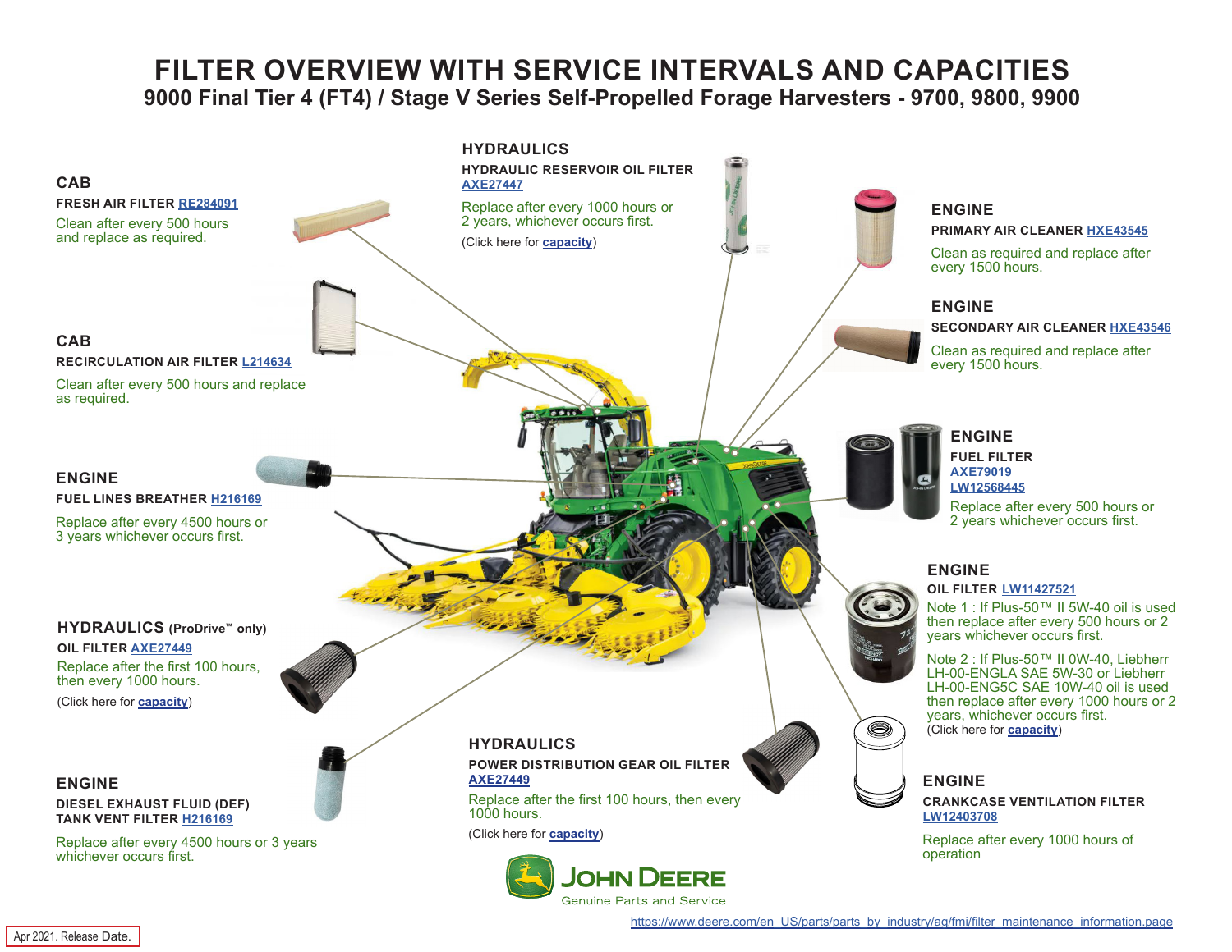# FILTER OVERVIEW WITH SERVICE INTERVALS AND CAPACITIES

## 9000 Final Tier 4 (FT4) / Stage V Series Self-Propelled Forage Harvesters - 9700, 9800, 9900

### CAB

**FRESH AIR FILTER RE284091**

Clean after every 500 hours and replace as required.

### HYDRAULICS

**HYDRAULIC RESERVOIR OIL FILTER AXE27447**

Replace after every 1000 hours or 2 years, whichever occurs first.

(Click here for **capacity**)

### ENGINE

**PRIMARY AIR CLEANER HXE43545**

Clean as required and replace after every 1500 hours.

### ENGINE

**SECONDARY AIR CLEANER HXE43546**

Clean as required and replace after every 1500 hours.

### CAB

**RECIRCULATION AIR FILTER L214634**

Clean after every 500 hours and replace as required.

### ENGINE

**FUEL FILTER AXE79019 LW12568445**

Replace after every 500 hours or 2 years whichever occurs first.

### ENGINE

**FUEL LINES BREATHER H216169**

Replace after every 4500 hours or 3 years whichever occurs first.

### ENGINE

**OIL FILTER LW11427521**

Note 1 : If Plus-50™ II 5W-40 oil is used then replace after every 500 hours or 2 years whichever occurs first.

Note 2 : If Plus-50™ II 0W-40, Liebherr LH-00-ENGLA SAE 5W-30 or Liebherr LH-00-ENG5C SAE 10W-40 oil is used then replace after every 1000 hours or 2 years, whichever occurs first.

(Click here for **capacity**)

### HYDRAULICS (ProDrive™ only)

**OIL FILTER AXE27449**

Replace after the first 100 hours, then every 1000 hours.

(Click here for **capacity**)

### HYDRAULICS

**POWER DISTRIBUTION GEAR OIL FILTER AXE27449**

Replace after the first 100 hours, then every 1000 hours.

(Click here for **capacity**)

### ENGINE

**CRANKCASE VENTILATION FILTER LW12403708**

Replace after every 1000 hours of operation

### ENGINE

**DIESEL EXHAUST FLUID (DEF) TANK VENT FILTER H216169**

Replace after every 4500 hours or 3 years whichever occurs first.

JOHN DEERE
Genuine Parts and Service

https://www.deere.com/en_US/parts/parts_by_industry/ag/fmi/filter_maintenance_information.page

Apr 2021. Release Date.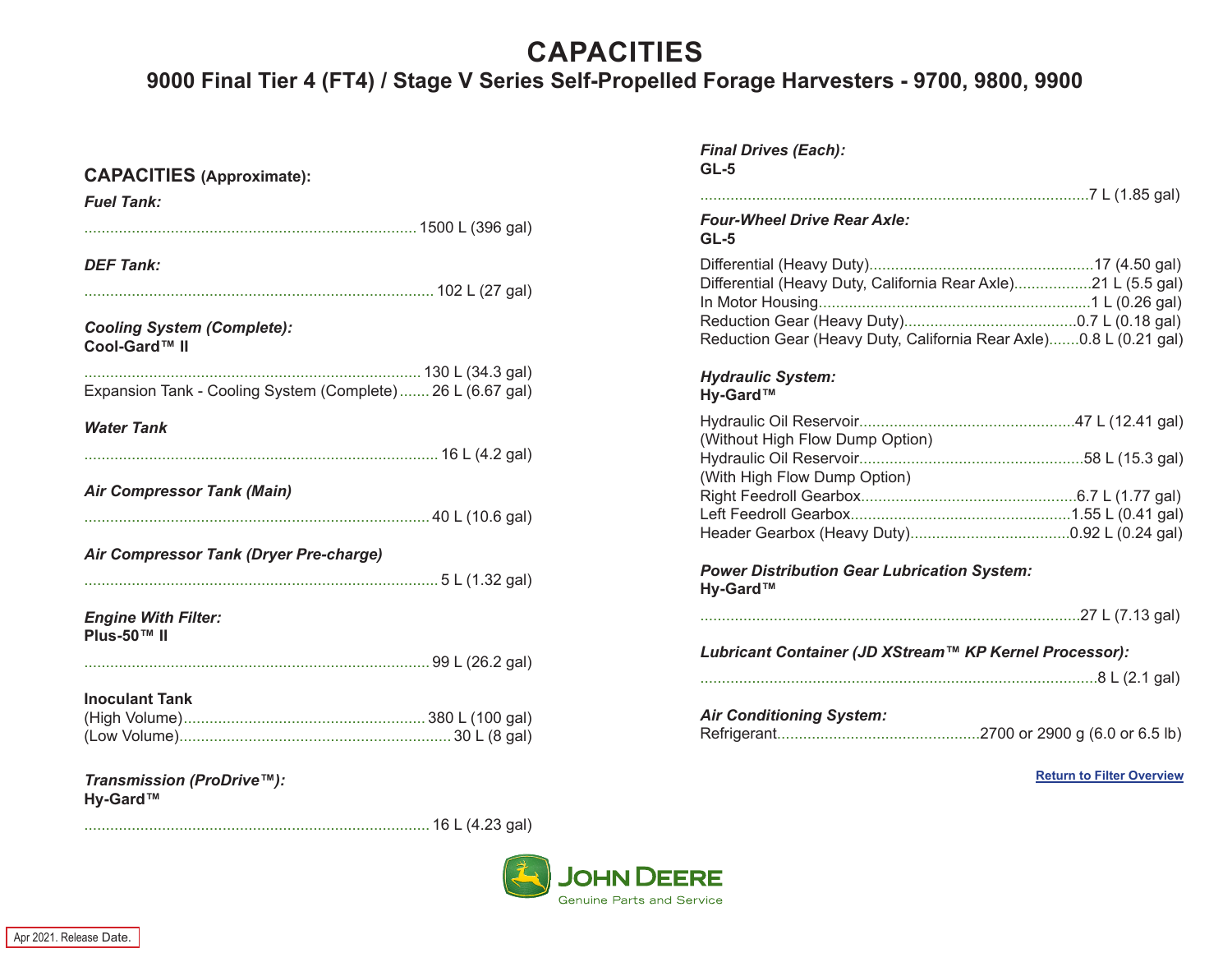# CAPACITIES

## 9000 Final Tier 4 (FT4) / Stage V Series Self-Propelled Forage Harvesters - 9700, 9800, 9900

### CAPACITIES (Approximate):

***Fuel Tank:***

.......... 1500 L (396 gal)

***DEF Tank:***

.......... 102 L (27 gal)

***Cooling System (Complete):***
**Cool-Gard™ II**

.......... 130 L (34.3 gal)
Expansion Tank - Cooling System (Complete) ....... 26 L (6.67 gal)

***Water Tank***

.......... 16 L (4.2 gal)

***Air Compressor Tank (Main)***

.......... 40 L (10.6 gal)

***Air Compressor Tank (Dryer Pre-charge)***

.......... 5 L (1.32 gal)

***Engine With Filter:***
**Plus-50™ II**

.......... 99 L (26.2 gal)

**Inoculant Tank**
(High Volume).......... 380 L (100 gal)
(Low Volume).......... 30 L (8 gal)

***Transmission (ProDrive™):***
**Hy-Gard™**

.......... 16 L (4.23 gal)

***Final Drives (Each):***
**GL-5**

.......... 7 L (1.85 gal)

***Four-Wheel Drive Rear Axle:***
**GL-5**

Differential (Heavy Duty).......... 17 (4.50 gal)
Differential (Heavy Duty, California Rear Axle).......... 21 L (5.5 gal)
In Motor Housing.......... 1 L (0.26 gal)
Reduction Gear (Heavy Duty).......... 0.7 L (0.18 gal)
Reduction Gear (Heavy Duty, California Rear Axle)....... 0.8 L (0.21 gal)

***Hydraulic System:***
**Hy-Gard™**

Hydraulic Oil Reservoir.......... 47 L (12.41 gal)
(Without High Flow Dump Option)
Hydraulic Oil Reservoir.......... 58 L (15.3 gal)
(With High Flow Dump Option)
Right Feedroll Gearbox.......... 6.7 L (1.77 gal)
Left Feedroll Gearbox.......... 1.55 L (0.41 gal)
Header Gearbox (Heavy Duty).......... 0.92 L (0.24 gal)

***Power Distribution Gear Lubrication System:***
**Hy-Gard™**

.......... 27 L (7.13 gal)

***Lubricant Container (JD XStream™ KP Kernel Processor):***

.......... 8 L (2.1 gal)

***Air Conditioning System:***
Refrigerant.......... 2700 or 2900 g (6.0 or 6.5 lb)

Return to Filter Overview

JOHN DEERE
Genuine Parts and Service

Apr 2021. Release Date.